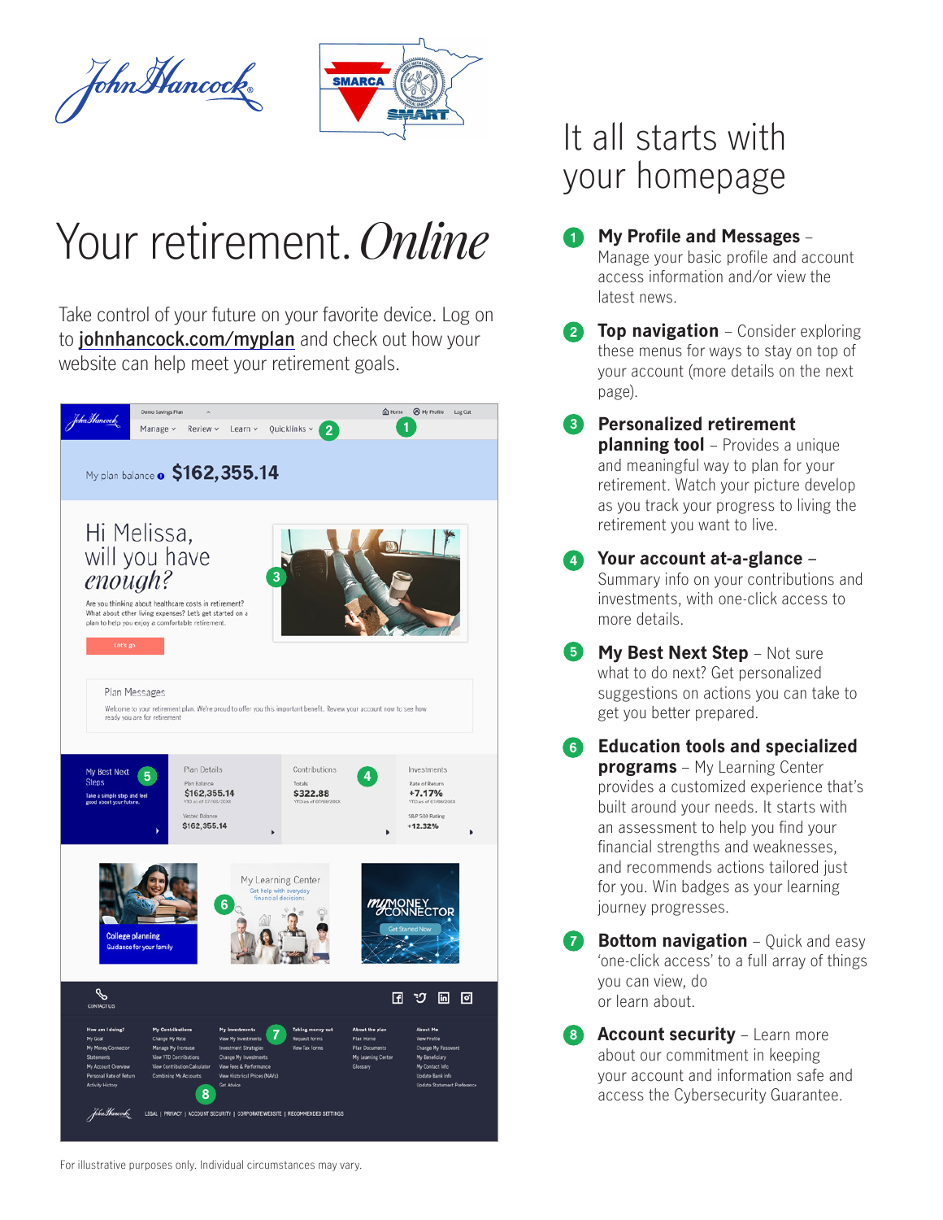# Your retirement. *Online*

Take control of your future on your favorite device. Log on to johnhancock.com/myplan and check out how your website can help meet your retirement goals.

For illustrative purposes only. Individual circumstances may vary.

## It all starts with your homepage

1. **My Profile and Messages** – Manage your basic profile and account access information and/or view the latest news.
2. **Top navigation** – Consider exploring these menus for ways to stay on top of your account (more details on the next page).
3. **Personalized retirement planning tool** – Provides a unique and meaningful way to plan for your retirement. Watch your picture develop as you track your progress to living the retirement you want to live.
4. **Your account at-a-glance** – Summary info on your contributions and investments, with one-click access to more details.
5. **My Best Next Step** – Not sure what to do next? Get personalized suggestions on actions you can take to get you better prepared.
6. **Education tools and specialized programs** – My Learning Center provides a customized experience that's built around your needs. It starts with an assessment to help you find your financial strengths and weaknesses, and recommends actions tailored just for you. Win badges as your learning journey progresses.
7. **Bottom navigation** – Quick and easy 'one-click access' to a full array of things you can view, do or learn about.
8. **Account security** – Learn more about our commitment in keeping your account and information safe and access the Cybersecurity Guarantee.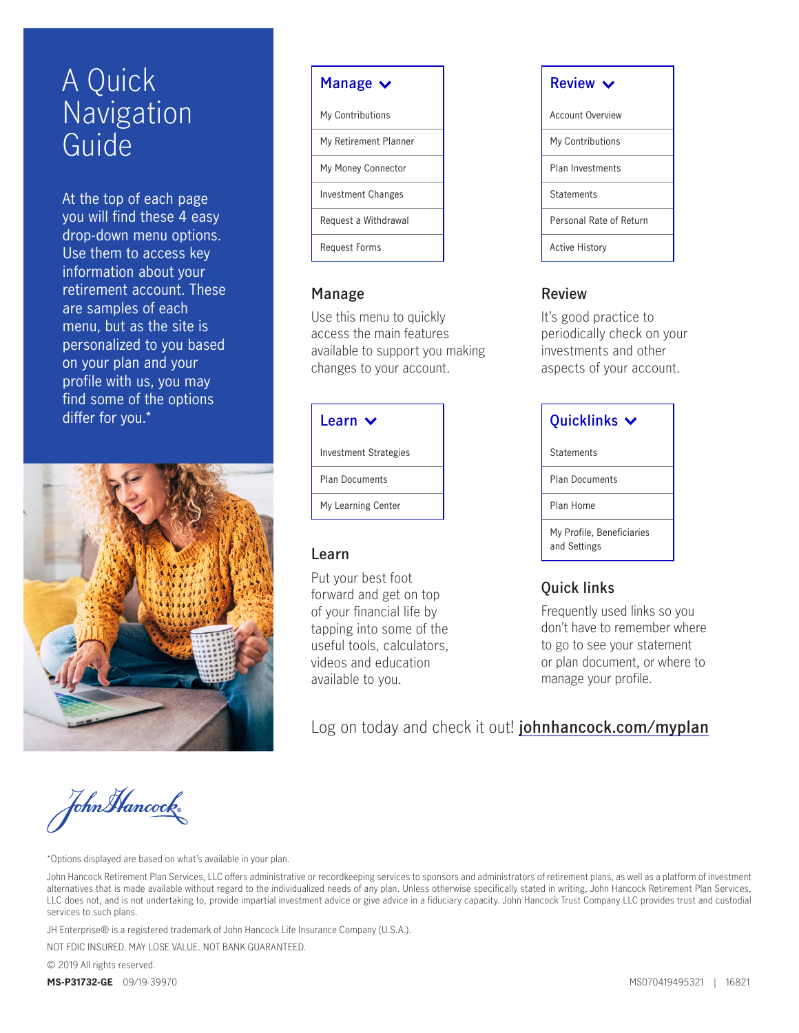# A Quick Navigation Guide

At the top of each page you will find these 4 easy drop-down menu options. Use them to access key information about your retirement account. These are samples of each menu, but as the site is personalized to you based on your plan and your profile with us, you may find some of the options differ for you.*

**Manage**

- My Contributions
- My Retirement Planner
- My Money Connector
- Investment Changes
- Request a Withdrawal
- Request Forms

## Manage

Use this menu to quickly access the main features available to support you making changes to your account.

**Review**

- Account Overview
- My Contributions
- Plan Investments
- Statements
- Personal Rate of Return
- Active History

## Review

It's good practice to periodically check on your investments and other aspects of your account.

**Learn**

- Investment Strategies
- Plan Documents
- My Learning Center

## Learn

Put your best foot forward and get on top of your financial life by tapping into some of the useful tools, calculators, videos and education available to you.

**Quicklinks**

- Statements
- Plan Documents
- Plan Home
- My Profile, Beneficiaries and Settings

## Quick links

Frequently used links so you don't have to remember where to go to see your statement or plan document, or where to manage your profile.

Log on today and check it out! **johnhancock.com/myplan**

John Hancock

*Options displayed are based on what's available in your plan.

John Hancock Retirement Plan Services, LLC offers administrative or recordkeeping services to sponsors and administrators of retirement plans, as well as a platform of investment alternatives that is made available without regard to the individualized needs of any plan. Unless otherwise specifically stated in writing, John Hancock Retirement Plan Services, LLC does not, and is not undertaking to, provide impartial investment advice or give advice in a fiduciary capacity. John Hancock Trust Company LLC provides trust and custodial services to such plans.

JH Enterprise® is a registered trademark of John Hancock Life Insurance Company (U.S.A.).

NOT FDIC INSURED. MAY LOSE VALUE. NOT BANK GUARANTEED.

© 2019 All rights reserved.

**MS-P31732-GE** 09/19-39970

MS070419495321 | 16821